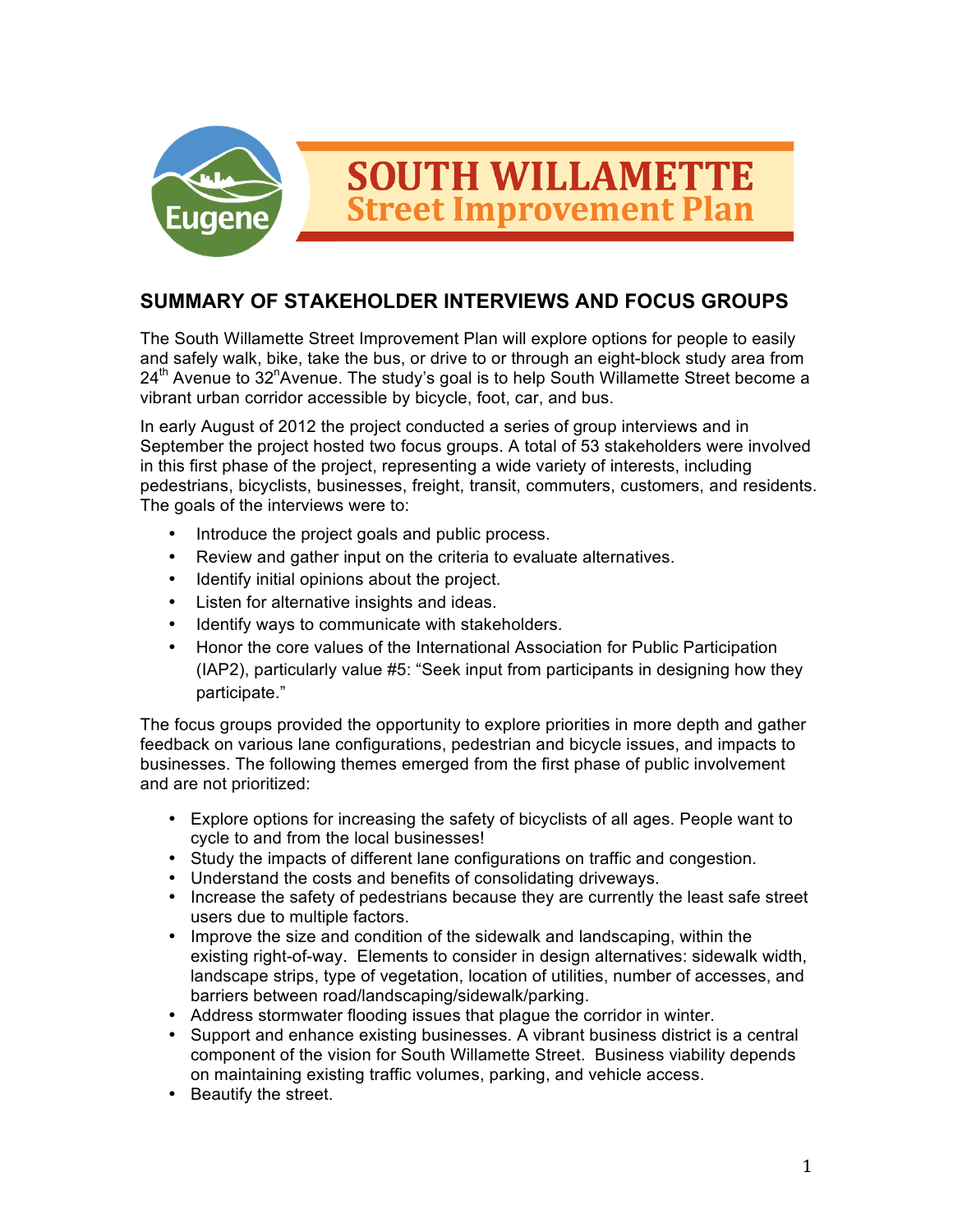# SOUTH WILLAMETTE Street Improvement Plan

## SUMMARY OF STAKEHOLDER INTERVIEWS AND FOCUS GROUPS

The South Willamette Street Improvement Plan will explore options for people to easily and safely walk, bike, take the bus, or drive to or through an eight-block study area from 24th Avenue to 32nd Avenue. The study's goal is to help South Willamette Street become a vibrant urban corridor accessible by bicycle, foot, car, and bus.

In early August of 2012 the project conducted a series of group interviews and in September the project hosted two focus groups. A total of 53 stakeholders were involved in this first phase of the project, representing a wide variety of interests, including pedestrians, bicyclists, businesses, freight, transit, commuters, customers, and residents. The goals of the interviews were to:

- Introduce the project goals and public process.
- Review and gather input on the criteria to evaluate alternatives.
- Identify initial opinions about the project.
- Listen for alternative insights and ideas.
- Identify ways to communicate with stakeholders.
- Honor the core values of the International Association for Public Participation (IAP2), particularly value #5: "Seek input from participants in designing how they participate."

The focus groups provided the opportunity to explore priorities in more depth and gather feedback on various lane configurations, pedestrian and bicycle issues, and impacts to businesses. The following themes emerged from the first phase of public involvement and are not prioritized:

- Explore options for increasing the safety of bicyclists of all ages. People want to cycle to and from the local businesses!
- Study the impacts of different lane configurations on traffic and congestion.
- Understand the costs and benefits of consolidating driveways.
- Increase the safety of pedestrians because they are currently the least safe street users due to multiple factors.
- Improve the size and condition of the sidewalk and landscaping, within the existing right-of-way. Elements to consider in design alternatives: sidewalk width, landscape strips, type of vegetation, location of utilities, number of accesses, and barriers between road/landscaping/sidewalk/parking.
- Address stormwater flooding issues that plague the corridor in winter.
- Support and enhance existing businesses. A vibrant business district is a central component of the vision for South Willamette Street. Business viability depends on maintaining existing traffic volumes, parking, and vehicle access.
- Beautify the street.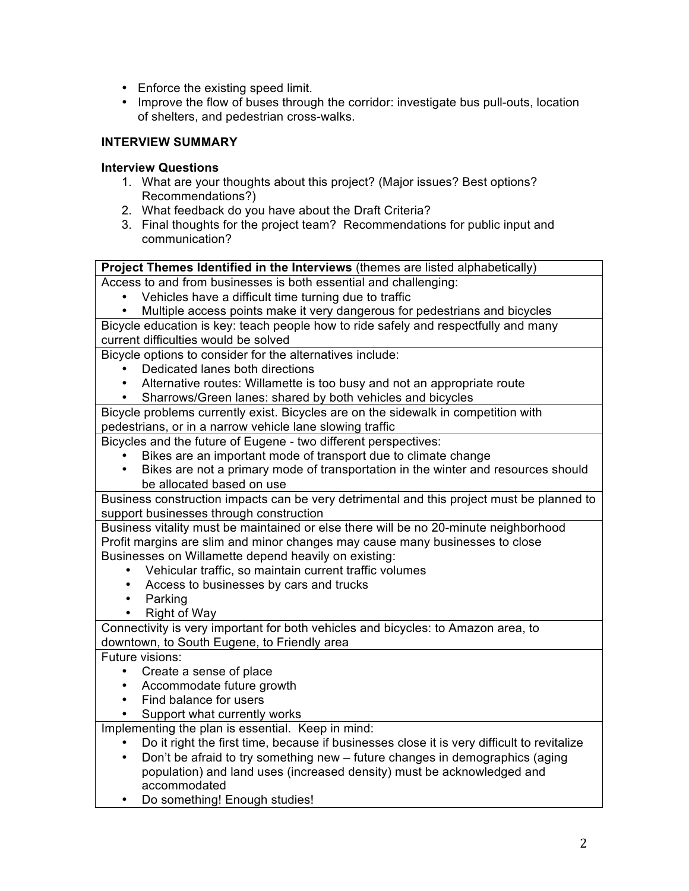- Enforce the existing speed limit.
- Improve the flow of buses through the corridor: investigate bus pull-outs, location of shelters, and pedestrian cross-walks.

**INTERVIEW SUMMARY**

**Interview Questions**

1. What are your thoughts about this project? (Major issues? Best options? Recommendations?)
2. What feedback do you have about the Draft Criteria?
3. Final thoughts for the project team? Recommendations for public input and communication?

| **Project Themes Identified in the Interviews** (themes are listed alphabetically) |
|---|
| Access to and from businesses is both essential and challenging:<br>• Vehicles have a difficult time turning due to traffic<br>• Multiple access points make it very dangerous for pedestrians and bicycles |
| Bicycle education is key: teach people how to ride safely and respectfully and many current difficulties would be solved |
| Bicycle options to consider for the alternatives include:<br>• Dedicated lanes both directions<br>• Alternative routes: Willamette is too busy and not an appropriate route<br>• Sharrows/Green lanes: shared by both vehicles and bicycles |
| Bicycle problems currently exist. Bicycles are on the sidewalk in competition with pedestrians, or in a narrow vehicle lane slowing traffic |
| Bicycles and the future of Eugene - two different perspectives:<br>• Bikes are an important mode of transport due to climate change<br>• Bikes are not a primary mode of transportation in the winter and resources should be allocated based on use |
| Business construction impacts can be very detrimental and this project must be planned to support businesses through construction |
| Business vitality must be maintained or else there will be no 20-minute neighborhood<br>Profit margins are slim and minor changes may cause many businesses to close<br>Businesses on Willamette depend heavily on existing:<br>• Vehicular traffic, so maintain current traffic volumes<br>• Access to businesses by cars and trucks<br>• Parking<br>• Right of Way |
| Connectivity is very important for both vehicles and bicycles: to Amazon area, to downtown, to South Eugene, to Friendly area |
| Future visions:<br>• Create a sense of place<br>• Accommodate future growth<br>• Find balance for users<br>• Support what currently works |
| Implementing the plan is essential. Keep in mind:<br>• Do it right the first time, because if businesses close it is very difficult to revitalize<br>• Don't be afraid to try something new – future changes in demographics (aging population) and land uses (increased density) must be acknowledged and accommodated<br>• Do something! Enough studies! |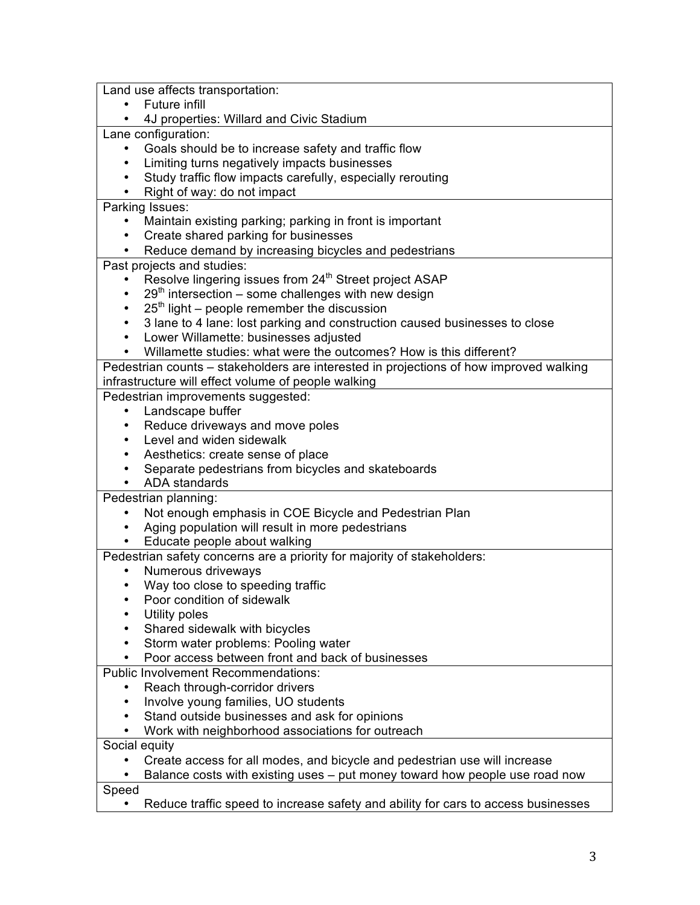Land use affects transportation:

- Future infill
- 4J properties: Willard and Civic Stadium

Lane configuration:

- Goals should be to increase safety and traffic flow
- Limiting turns negatively impacts businesses
- Study traffic flow impacts carefully, especially rerouting
- Right of way: do not impact

Parking Issues:

- Maintain existing parking; parking in front is important
- Create shared parking for businesses
- Reduce demand by increasing bicycles and pedestrians

Past projects and studies:

- Resolve lingering issues from 24th Street project ASAP
- 29th intersection – some challenges with new design
- 25th light – people remember the discussion
- 3 lane to 4 lane: lost parking and construction caused businesses to close
- Lower Willamette: businesses adjusted
- Willamette studies: what were the outcomes? How is this different?

Pedestrian counts – stakeholders are interested in projections of how improved walking infrastructure will effect volume of people walking

Pedestrian improvements suggested:

- Landscape buffer
- Reduce driveways and move poles
- Level and widen sidewalk
- Aesthetics: create sense of place
- Separate pedestrians from bicycles and skateboards
- ADA standards

Pedestrian planning:

- Not enough emphasis in COE Bicycle and Pedestrian Plan
- Aging population will result in more pedestrians
- Educate people about walking

Pedestrian safety concerns are a priority for majority of stakeholders:

- Numerous driveways
- Way too close to speeding traffic
- Poor condition of sidewalk
- Utility poles
- Shared sidewalk with bicycles
- Storm water problems: Pooling water
- Poor access between front and back of businesses

Public Involvement Recommendations:

- Reach through-corridor drivers
- Involve young families, UO students
- Stand outside businesses and ask for opinions
- Work with neighborhood associations for outreach

Social equity

- Create access for all modes, and bicycle and pedestrian use will increase
- Balance costs with existing uses – put money toward how people use road now

Speed

- Reduce traffic speed to increase safety and ability for cars to access businesses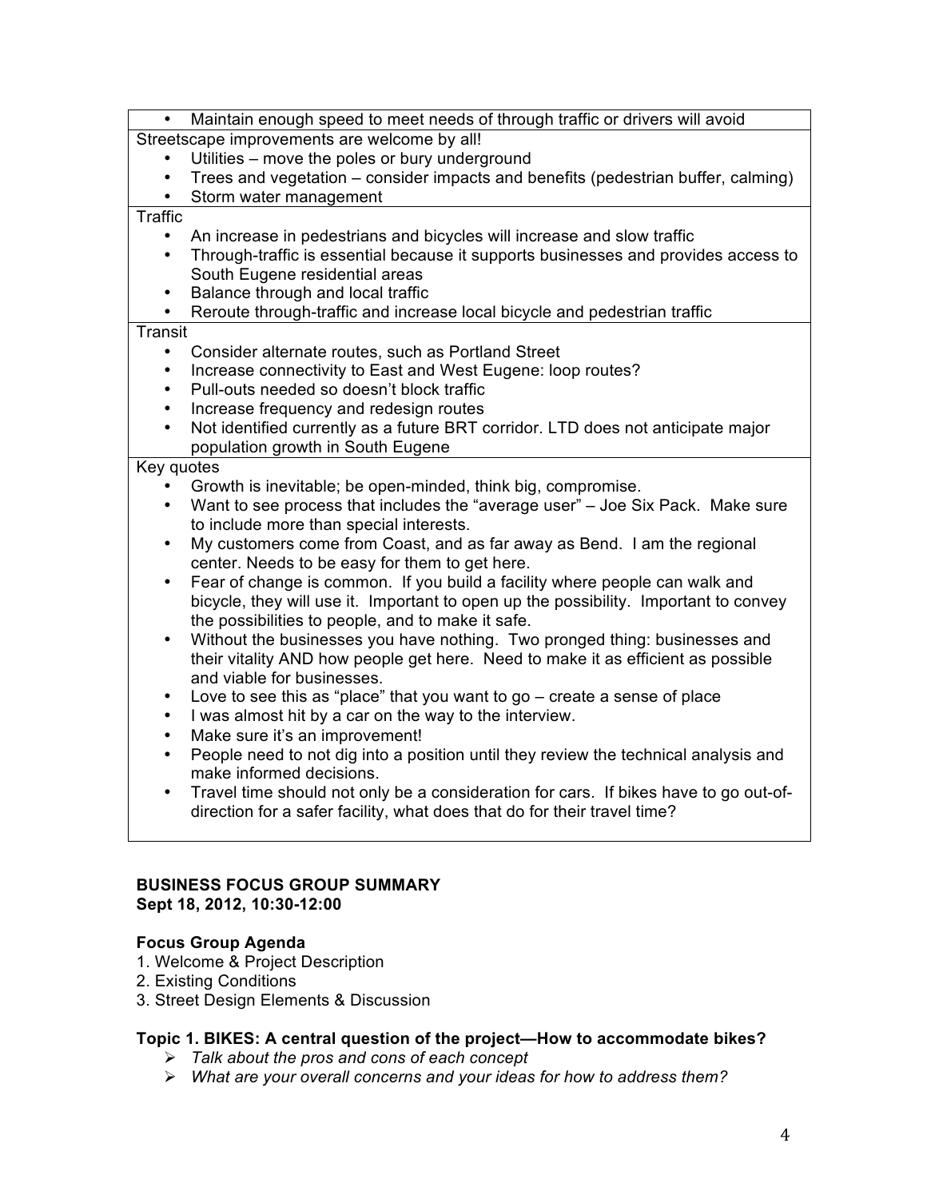| |
|---|
| • Maintain enough speed to meet needs of through traffic or drivers will avoid |
| Streetscape improvements are welcome by all!<br>• Utilities – move the poles or bury underground<br>• Trees and vegetation – consider impacts and benefits (pedestrian buffer, calming)<br>• Storm water management |
| Traffic<br>• An increase in pedestrians and bicycles will increase and slow traffic<br>• Through-traffic is essential because it supports businesses and provides access to South Eugene residential areas<br>• Balance through and local traffic<br>• Reroute through-traffic and increase local bicycle and pedestrian traffic |
| Transit<br>• Consider alternate routes, such as Portland Street<br>• Increase connectivity to East and West Eugene: loop routes?<br>• Pull-outs needed so doesn't block traffic<br>• Increase frequency and redesign routes<br>• Not identified currently as a future BRT corridor. LTD does not anticipate major population growth in South Eugene |
| Key quotes<br>• Growth is inevitable; be open-minded, think big, compromise.<br>• Want to see process that includes the "average user" – Joe Six Pack. Make sure to include more than special interests.<br>• My customers come from Coast, and as far away as Bend. I am the regional center. Needs to be easy for them to get here.<br>• Fear of change is common. If you build a facility where people can walk and bicycle, they will use it. Important to open up the possibility. Important to convey the possibilities to people, and to make it safe.<br>• Without the businesses you have nothing. Two pronged thing: businesses and their vitality AND how people get here. Need to make it as efficient as possible and viable for businesses.<br>• Love to see this as "place" that you want to go – create a sense of place<br>• I was almost hit by a car on the way to the interview.<br>• Make sure it's an improvement!<br>• People need to not dig into a position until they review the technical analysis and make informed decisions.<br>• Travel time should not only be a consideration for cars. If bikes have to go out-of-direction for a safer facility, what does that do for their travel time? |

**BUSINESS FOCUS GROUP SUMMARY**
**Sept 18, 2012, 10:30-12:00**

**Focus Group Agenda**

1. Welcome & Project Description
2. Existing Conditions
3. Street Design Elements & Discussion

**Topic 1. BIKES: A central question of the project—How to accommodate bikes?**

- *Talk about the pros and cons of each concept*
- *What are your overall concerns and your ideas for how to address them?*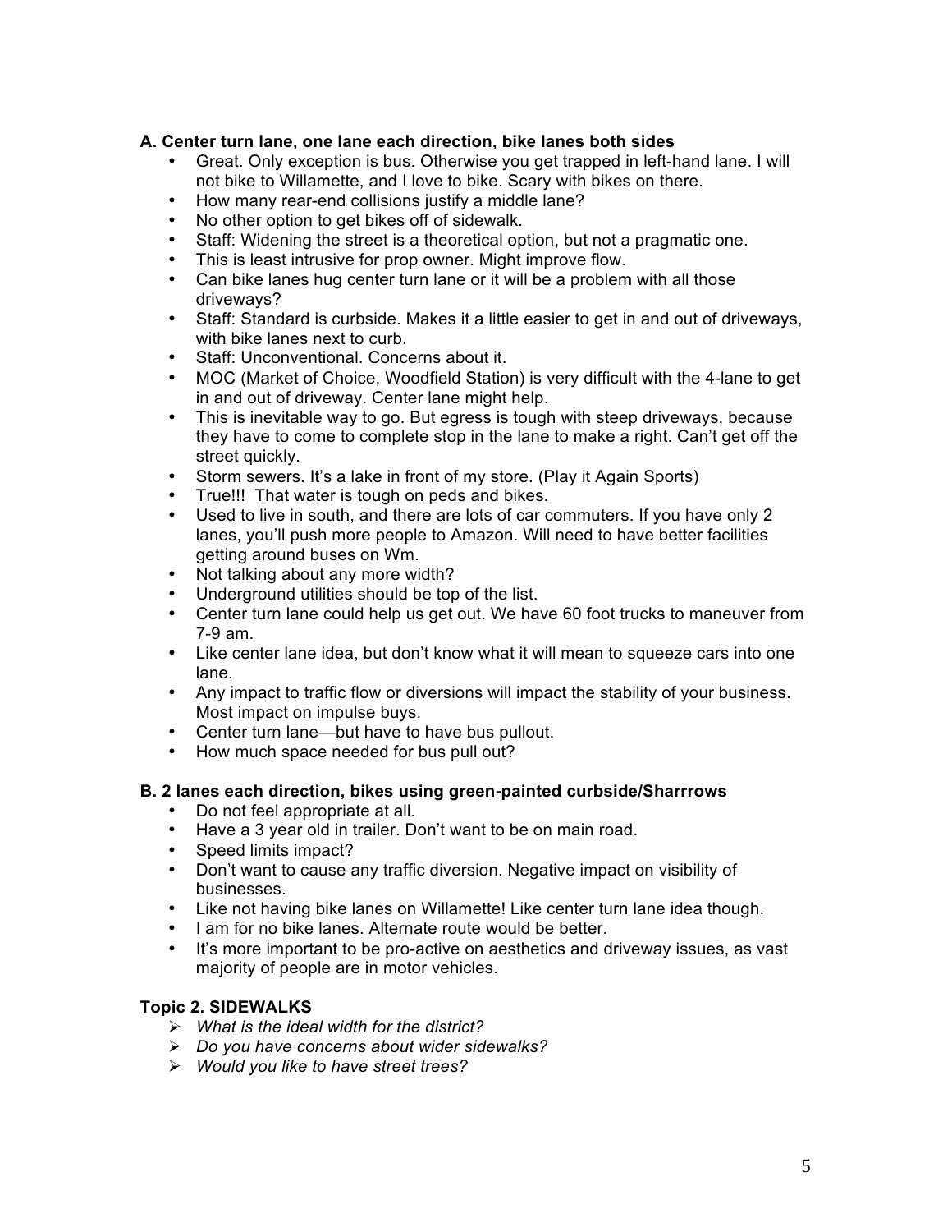**A. Center turn lane, one lane each direction, bike lanes both sides**

- Great. Only exception is bus. Otherwise you get trapped in left-hand lane. I will not bike to Willamette, and I love to bike. Scary with bikes on there.
- How many rear-end collisions justify a middle lane?
- No other option to get bikes off of sidewalk.
- Staff: Widening the street is a theoretical option, but not a pragmatic one.
- This is least intrusive for prop owner. Might improve flow.
- Can bike lanes hug center turn lane or it will be a problem with all those driveways?
- Staff: Standard is curbside. Makes it a little easier to get in and out of driveways, with bike lanes next to curb.
- Staff: Unconventional. Concerns about it.
- MOC (Market of Choice, Woodfield Station) is very difficult with the 4-lane to get in and out of driveway. Center lane might help.
- This is inevitable way to go. But egress is tough with steep driveways, because they have to come to complete stop in the lane to make a right. Can't get off the street quickly.
- Storm sewers. It's a lake in front of my store. (Play it Again Sports)
- True!!! That water is tough on peds and bikes.
- Used to live in south, and there are lots of car commuters. If you have only 2 lanes, you'll push more people to Amazon. Will need to have better facilities getting around buses on Wm.
- Not talking about any more width?
- Underground utilities should be top of the list.
- Center turn lane could help us get out. We have 60 foot trucks to maneuver from 7-9 am.
- Like center lane idea, but don't know what it will mean to squeeze cars into one lane.
- Any impact to traffic flow or diversions will impact the stability of your business. Most impact on impulse buys.
- Center turn lane—but have to have bus pullout.
- How much space needed for bus pull out?

**B. 2 lanes each direction, bikes using green-painted curbside/Sharrrows**

- Do not feel appropriate at all.
- Have a 3 year old in trailer. Don't want to be on main road.
- Speed limits impact?
- Don't want to cause any traffic diversion. Negative impact on visibility of businesses.
- Like not having bike lanes on Willamette! Like center turn lane idea though.
- I am for no bike lanes. Alternate route would be better.
- It's more important to be pro-active on aesthetics and driveway issues, as vast majority of people are in motor vehicles.

**Topic 2. SIDEWALKS**

- *What is the ideal width for the district?*
- *Do you have concerns about wider sidewalks?*
- *Would you like to have street trees?*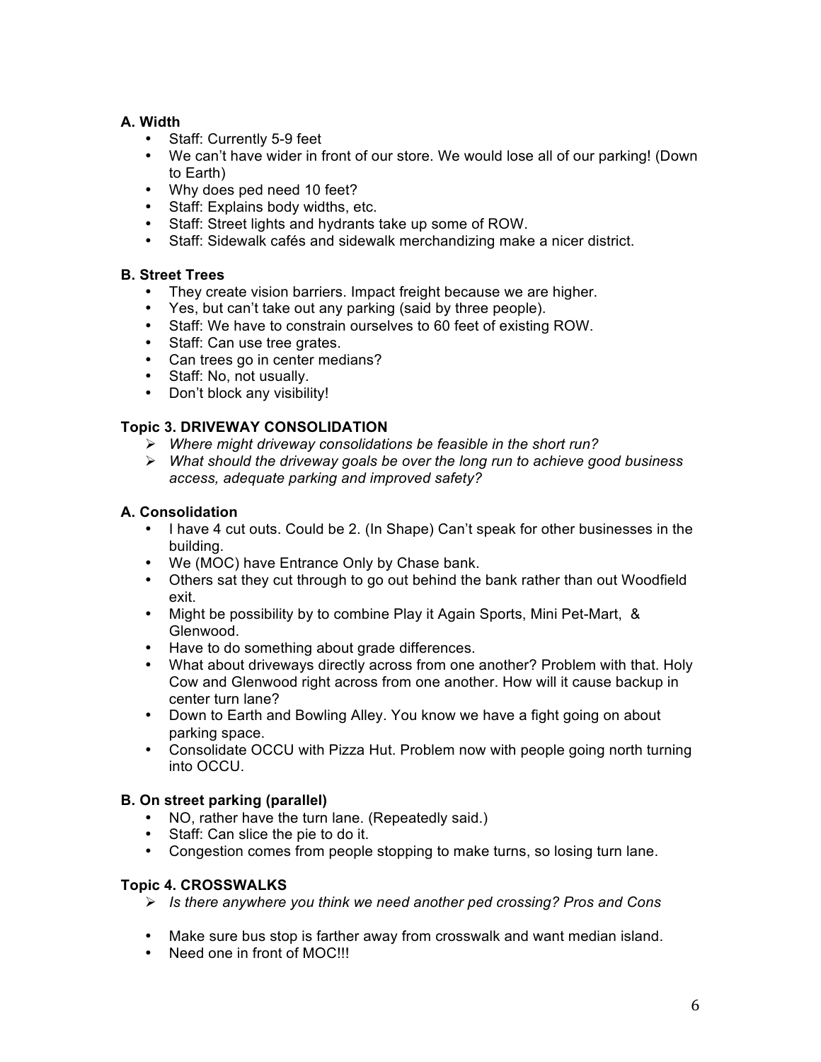### A. Width

- Staff: Currently 5-9 feet
- We can't have wider in front of our store. We would lose all of our parking! (Down to Earth)
- Why does ped need 10 feet?
- Staff: Explains body widths, etc.
- Staff: Street lights and hydrants take up some of ROW.
- Staff: Sidewalk cafés and sidewalk merchandizing make a nicer district.

### B. Street Trees

- They create vision barriers. Impact freight because we are higher.
- Yes, but can't take out any parking (said by three people).
- Staff: We have to constrain ourselves to 60 feet of existing ROW.
- Staff: Can use tree grates.
- Can trees go in center medians?
- Staff: No, not usually.
- Don't block any visibility!

## Topic 3. DRIVEWAY CONSOLIDATION

- *Where might driveway consolidations be feasible in the short run?*
- *What should the driveway goals be over the long run to achieve good business access, adequate parking and improved safety?*

### A. Consolidation

- I have 4 cut outs. Could be 2. (In Shape) Can't speak for other businesses in the building.
- We (MOC) have Entrance Only by Chase bank.
- Others sat they cut through to go out behind the bank rather than out Woodfield exit.
- Might be possibility by to combine Play it Again Sports, Mini Pet-Mart, & Glenwood.
- Have to do something about grade differences.
- What about driveways directly across from one another? Problem with that. Holy Cow and Glenwood right across from one another. How will it cause backup in center turn lane?
- Down to Earth and Bowling Alley. You know we have a fight going on about parking space.
- Consolidate OCCU with Pizza Hut. Problem now with people going north turning into OCCU.

### B. On street parking (parallel)

- NO, rather have the turn lane. (Repeatedly said.)
- Staff: Can slice the pie to do it.
- Congestion comes from people stopping to make turns, so losing turn lane.

## Topic 4. CROSSWALKS

- *Is there anywhere you think we need another ped crossing? Pros and Cons*

- Make sure bus stop is farther away from crosswalk and want median island.
- Need one in front of MOC!!!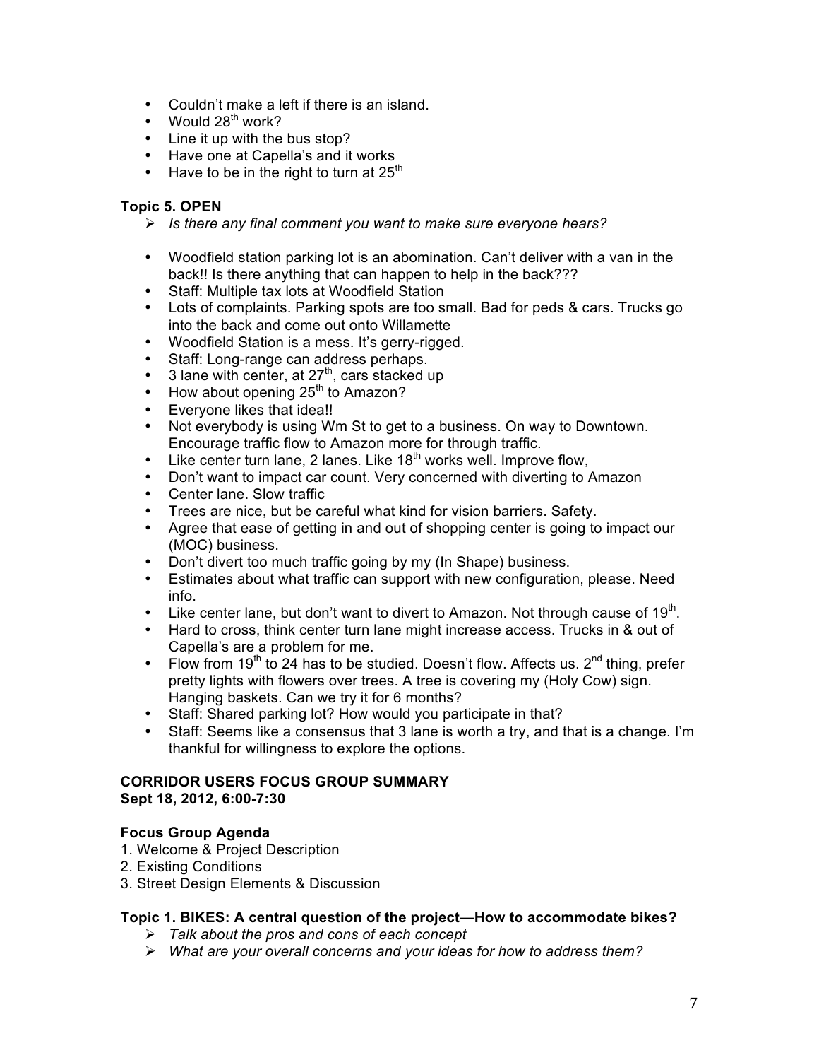- Couldn't make a left if there is an island.
- Would 28th work?
- Line it up with the bus stop?
- Have one at Capella's and it works
- Have to be in the right to turn at 25th

### Topic 5. OPEN

> *Is there any final comment you want to make sure everyone hears?*

- Woodfield station parking lot is an abomination. Can't deliver with a van in the back!! Is there anything that can happen to help in the back???
- Staff: Multiple tax lots at Woodfield Station
- Lots of complaints. Parking spots are too small. Bad for peds & cars. Trucks go into the back and come out onto Willamette
- Woodfield Station is a mess. It's gerry-rigged.
- Staff: Long-range can address perhaps.
- 3 lane with center, at 27th, cars stacked up
- How about opening 25th to Amazon?
- Everyone likes that idea!!
- Not everybody is using Wm St to get to a business. On way to Downtown. Encourage traffic flow to Amazon more for through traffic.
- Like center turn lane, 2 lanes. Like 18th works well. Improve flow,
- Don't want to impact car count. Very concerned with diverting to Amazon
- Center lane. Slow traffic
- Trees are nice, but be careful what kind for vision barriers. Safety.
- Agree that ease of getting in and out of shopping center is going to impact our (MOC) business.
- Don't divert too much traffic going by my (In Shape) business.
- Estimates about what traffic can support with new configuration, please. Need info.
- Like center lane, but don't want to divert to Amazon. Not through cause of 19th.
- Hard to cross, think center turn lane might increase access. Trucks in & out of Capella's are a problem for me.
- Flow from 19th to 24 has to be studied. Doesn't flow. Affects us. 2nd thing, prefer pretty lights with flowers over trees. A tree is covering my (Holy Cow) sign. Hanging baskets. Can we try it for 6 months?
- Staff: Shared parking lot? How would you participate in that?
- Staff: Seems like a consensus that 3 lane is worth a try, and that is a change. I'm thankful for willingness to explore the options.

## CORRIDOR USERS FOCUS GROUP SUMMARY
**Sept 18, 2012, 6:00-7:30**

### Focus Group Agenda

1. Welcome & Project Description
2. Existing Conditions
3. Street Design Elements & Discussion

### Topic 1. BIKES: A central question of the project—How to accommodate bikes?

> *Talk about the pros and cons of each concept*
>
> *What are your overall concerns and your ideas for how to address them?*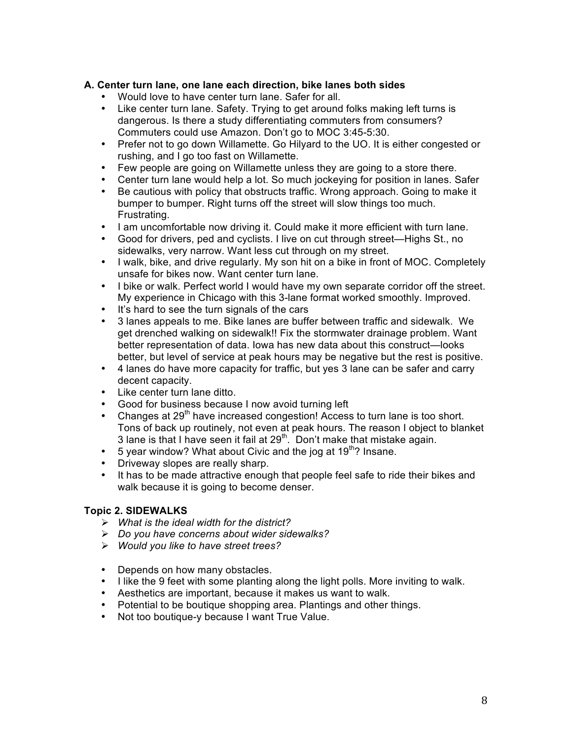### A. Center turn lane, one lane each direction, bike lanes both sides

- Would love to have center turn lane. Safer for all.
- Like center turn lane. Safety. Trying to get around folks making left turns is dangerous. Is there a study differentiating commuters from consumers? Commuters could use Amazon. Don't go to MOC 3:45-5:30.
- Prefer not to go down Willamette. Go Hilyard to the UO. It is either congested or rushing, and I go too fast on Willamette.
- Few people are going on Willamette unless they are going to a store there.
- Center turn lane would help a lot. So much jockeying for position in lanes. Safer
- Be cautious with policy that obstructs traffic. Wrong approach. Going to make it bumper to bumper. Right turns off the street will slow things too much. Frustrating.
- I am uncomfortable now driving it. Could make it more efficient with turn lane.
- Good for drivers, ped and cyclists. I live on cut through street—Highs St., no sidewalks, very narrow. Want less cut through on my street.
- I walk, bike, and drive regularly. My son hit on a bike in front of MOC. Completely unsafe for bikes now. Want center turn lane.
- I bike or walk. Perfect world I would have my own separate corridor off the street. My experience in Chicago with this 3-lane format worked smoothly. Improved.
- It's hard to see the turn signals of the cars
- 3 lanes appeals to me. Bike lanes are buffer between traffic and sidewalk. We get drenched walking on sidewalk!! Fix the stormwater drainage problem. Want better representation of data. Iowa has new data about this construct—looks better, but level of service at peak hours may be negative but the rest is positive.
- 4 lanes do have more capacity for traffic, but yes 3 lane can be safer and carry decent capacity.
- Like center turn lane ditto.
- Good for business because I now avoid turning left
- Changes at 29th have increased congestion! Access to turn lane is too short. Tons of back up routinely, not even at peak hours. The reason I object to blanket 3 lane is that I have seen it fail at 29th. Don't make that mistake again.
- 5 year window? What about Civic and the jog at 19th? Insane.
- Driveway slopes are really sharp.
- It has to be made attractive enough that people feel safe to ride their bikes and walk because it is going to become denser.

### Topic 2. SIDEWALKS

- *What is the ideal width for the district?*
- *Do you have concerns about wider sidewalks?*
- *Would you like to have street trees?*

- Depends on how many obstacles.
- I like the 9 feet with some planting along the light polls. More inviting to walk.
- Aesthetics are important, because it makes us want to walk.
- Potential to be boutique shopping area. Plantings and other things.
- Not too boutique-y because I want True Value.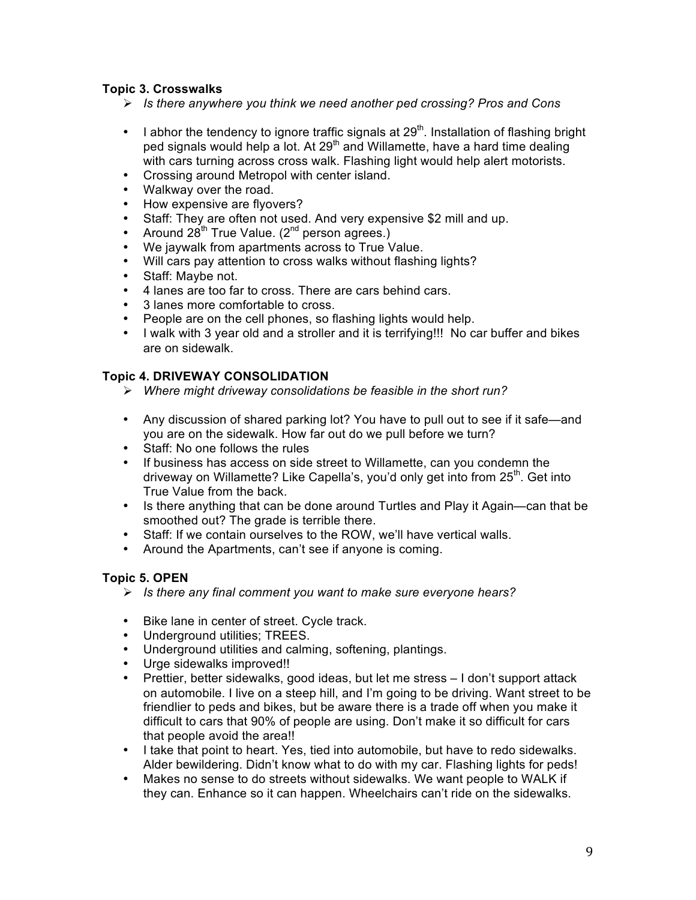**Topic 3. Crosswalks**

- *Is there anywhere you think we need another ped crossing? Pros and Cons*

- I abhor the tendency to ignore traffic signals at 29th. Installation of flashing bright ped signals would help a lot. At 29th and Willamette, have a hard time dealing with cars turning across cross walk. Flashing light would help alert motorists.
- Crossing around Metropol with center island.
- Walkway over the road.
- How expensive are flyovers?
- Staff: They are often not used. And very expensive $2 mill and up.
- Around 28th True Value. (2nd person agrees.)
- We jaywalk from apartments across to True Value.
- Will cars pay attention to cross walks without flashing lights?
- Staff: Maybe not.
- 4 lanes are too far to cross. There are cars behind cars.
- 3 lanes more comfortable to cross.
- People are on the cell phones, so flashing lights would help.
- I walk with 3 year old and a stroller and it is terrifying!!! No car buffer and bikes are on sidewalk.

**Topic 4. DRIVEWAY CONSOLIDATION**

- *Where might driveway consolidations be feasible in the short run?*

- Any discussion of shared parking lot? You have to pull out to see if it safe—and you are on the sidewalk. How far out do we pull before we turn?
- Staff: No one follows the rules
- If business has access on side street to Willamette, can you condemn the driveway on Willamette? Like Capella's, you'd only get into from 25th. Get into True Value from the back.
- Is there anything that can be done around Turtles and Play it Again—can that be smoothed out? The grade is terrible there.
- Staff: If we contain ourselves to the ROW, we'll have vertical walls.
- Around the Apartments, can't see if anyone is coming.

**Topic 5. OPEN**

- *Is there any final comment you want to make sure everyone hears?*

- Bike lane in center of street. Cycle track.
- Underground utilities; TREES.
- Underground utilities and calming, softening, plantings.
- Urge sidewalks improved!!
- Prettier, better sidewalks, good ideas, but let me stress – I don't support attack on automobile. I live on a steep hill, and I'm going to be driving. Want street to be friendlier to peds and bikes, but be aware there is a trade off when you make it difficult to cars that 90% of people are using. Don't make it so difficult for cars that people avoid the area!!
- I take that point to heart. Yes, tied into automobile, but have to redo sidewalks. Alder bewildering. Didn't know what to do with my car. Flashing lights for peds!
- Makes no sense to do streets without sidewalks. We want people to WALK if they can. Enhance so it can happen. Wheelchairs can't ride on the sidewalks.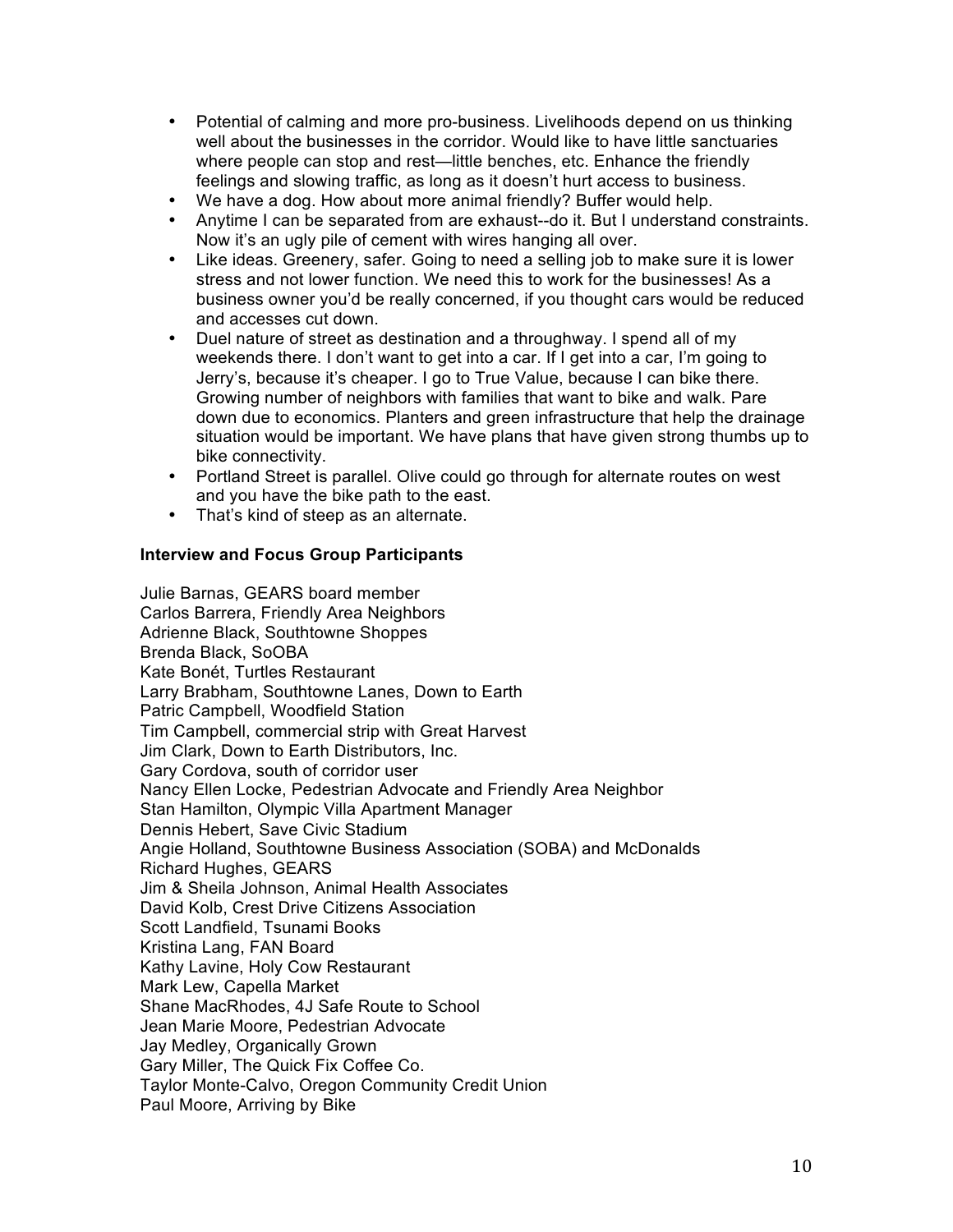- Potential of calming and more pro-business. Livelihoods depend on us thinking well about the businesses in the corridor. Would like to have little sanctuaries where people can stop and rest—little benches, etc. Enhance the friendly feelings and slowing traffic, as long as it doesn't hurt access to business.
- We have a dog. How about more animal friendly? Buffer would help.
- Anytime I can be separated from are exhaust--do it. But I understand constraints. Now it's an ugly pile of cement with wires hanging all over.
- Like ideas. Greenery, safer. Going to need a selling job to make sure it is lower stress and not lower function. We need this to work for the businesses! As a business owner you'd be really concerned, if you thought cars would be reduced and accesses cut down.
- Duel nature of street as destination and a throughway. I spend all of my weekends there. I don't want to get into a car. If I get into a car, I'm going to Jerry's, because it's cheaper. I go to True Value, because I can bike there. Growing number of neighbors with families that want to bike and walk. Pare down due to economics. Planters and green infrastructure that help the drainage situation would be important. We have plans that have given strong thumbs up to bike connectivity.
- Portland Street is parallel. Olive could go through for alternate routes on west and you have the bike path to the east.
- That's kind of steep as an alternate.

**Interview and Focus Group Participants**

Julie Barnas, GEARS board member
Carlos Barrera, Friendly Area Neighbors
Adrienne Black, Southtowne Shoppes
Brenda Black, SoOBA
Kate Bonét, Turtles Restaurant
Larry Brabham, Southtowne Lanes, Down to Earth
Patric Campbell, Woodfield Station
Tim Campbell, commercial strip with Great Harvest
Jim Clark, Down to Earth Distributors, Inc.
Gary Cordova, south of corridor user
Nancy Ellen Locke, Pedestrian Advocate and Friendly Area Neighbor
Stan Hamilton, Olympic Villa Apartment Manager
Dennis Hebert, Save Civic Stadium
Angie Holland, Southtowne Business Association (SOBA) and McDonalds
Richard Hughes, GEARS
Jim & Sheila Johnson, Animal Health Associates
David Kolb, Crest Drive Citizens Association
Scott Landfield, Tsunami Books
Kristina Lang, FAN Board
Kathy Lavine, Holy Cow Restaurant
Mark Lew, Capella Market
Shane MacRhodes, 4J Safe Route to School
Jean Marie Moore, Pedestrian Advocate
Jay Medley, Organically Grown
Gary Miller, The Quick Fix Coffee Co.
Taylor Monte-Calvo, Oregon Community Credit Union
Paul Moore, Arriving by Bike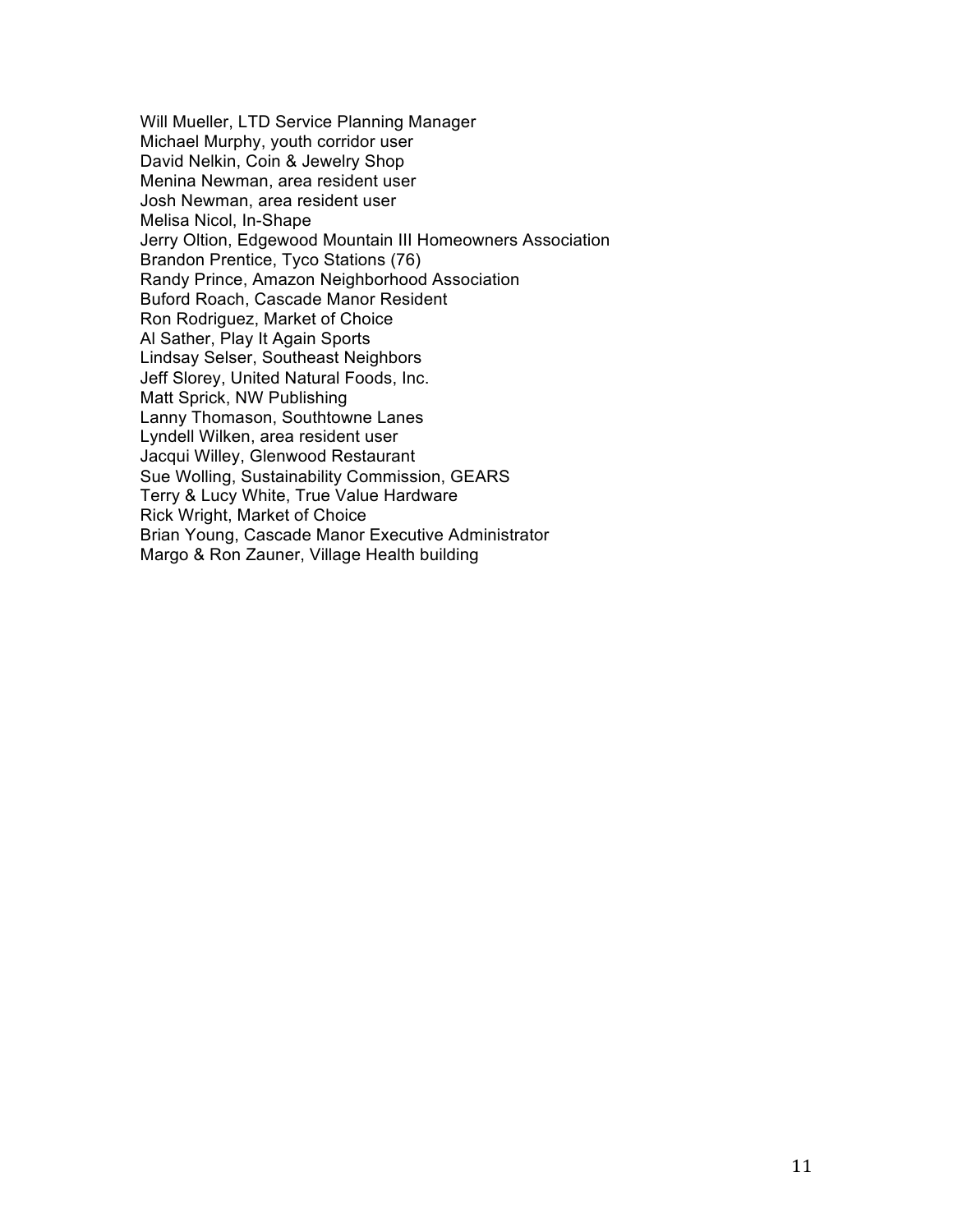Will Mueller, LTD Service Planning Manager
Michael Murphy, youth corridor user
David Nelkin, Coin & Jewelry Shop
Menina Newman, area resident user
Josh Newman, area resident user
Melisa Nicol, In-Shape
Jerry Oltion, Edgewood Mountain III Homeowners Association
Brandon Prentice, Tyco Stations (76)
Randy Prince, Amazon Neighborhood Association
Buford Roach, Cascade Manor Resident
Ron Rodriguez, Market of Choice
Al Sather, Play It Again Sports
Lindsay Selser, Southeast Neighbors
Jeff Slorey, United Natural Foods, Inc.
Matt Sprick, NW Publishing
Lanny Thomason, Southtowne Lanes
Lyndell Wilken, area resident user
Jacqui Willey, Glenwood Restaurant
Sue Wolling, Sustainability Commission, GEARS
Terry & Lucy White, True Value Hardware
Rick Wright, Market of Choice
Brian Young, Cascade Manor Executive Administrator
Margo & Ron Zauner, Village Health building